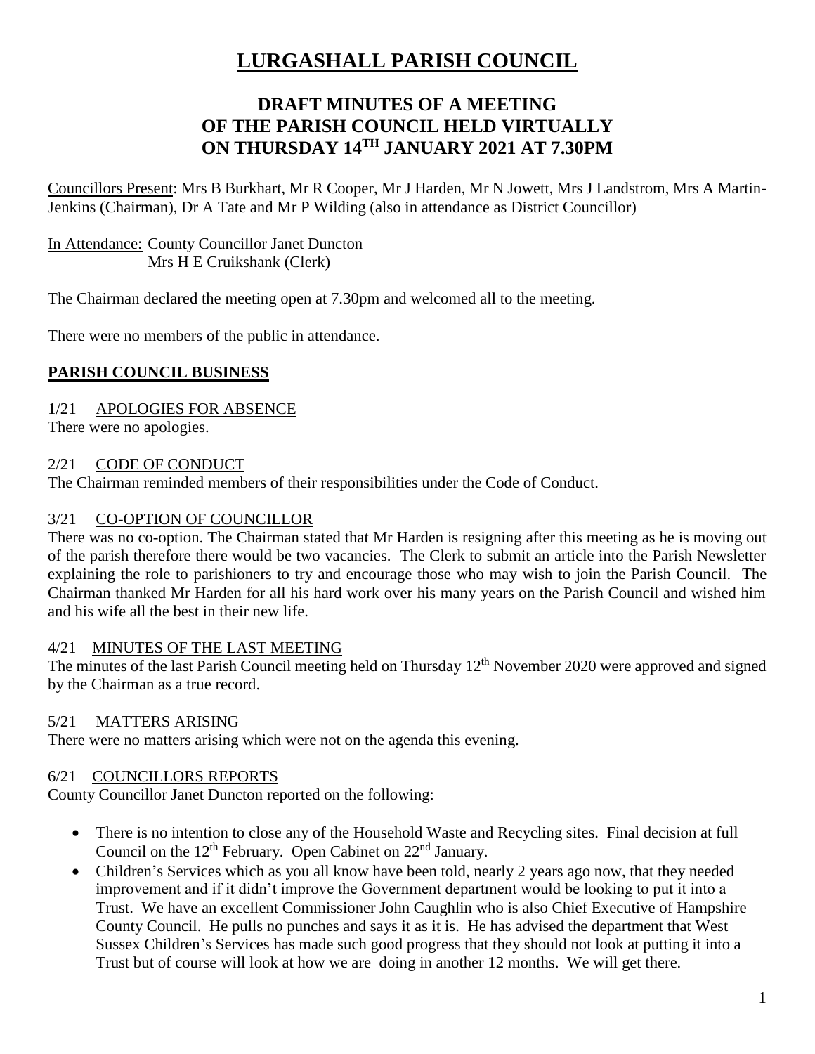# LURGASHALL PARISH COUNCIL

## DRAFT MINUTES OF A MEETING OF THE PARISH COUNCIL HELD VIRTUALLY ON THURSDAY 14TH JANUARY 2021 AT 7.30PM

Councillors Present: Mrs B Burkhart, Mr R Cooper, Mr J Harden, Mr N Jowett, Mrs J Landstrom, Mrs A Martin-Jenkins (Chairman), Dr A Tate and Mr P Wilding (also in attendance as District Councillor)

In Attendance: County Councillor Janet Duncton
Mrs H E Cruikshank (Clerk)

The Chairman declared the meeting open at 7.30pm and welcomed all to the meeting.

There were no members of the public in attendance.

### PARISH COUNCIL BUSINESS

**1/21 APOLOGIES FOR ABSENCE**

There were no apologies.

**2/21 CODE OF CONDUCT**

The Chairman reminded members of their responsibilities under the Code of Conduct.

**3/21 CO-OPTION OF COUNCILLOR**

There was no co-option. The Chairman stated that Mr Harden is resigning after this meeting as he is moving out of the parish therefore there would be two vacancies. The Clerk to submit an article into the Parish Newsletter explaining the role to parishioners to try and encourage those who may wish to join the Parish Council. The Chairman thanked Mr Harden for all his hard work over his many years on the Parish Council and wished him and his wife all the best in their new life.

**4/21 MINUTES OF THE LAST MEETING**

The minutes of the last Parish Council meeting held on Thursday 12th November 2020 were approved and signed by the Chairman as a true record.

**5/21 MATTERS ARISING**

There were no matters arising which were not on the agenda this evening.

**6/21 COUNCILLORS REPORTS**

County Councillor Janet Duncton reported on the following:

- There is no intention to close any of the Household Waste and Recycling sites. Final decision at full Council on the 12th February. Open Cabinet on 22nd January.
- Children's Services which as you all know have been told, nearly 2 years ago now, that they needed improvement and if it didn't improve the Government department would be looking to put it into a Trust. We have an excellent Commissioner John Caughlin who is also Chief Executive of Hampshire County Council. He pulls no punches and says it as it is. He has advised the department that West Sussex Children's Services has made such good progress that they should not look at putting it into a Trust but of course will look at how we are doing in another 12 months. We will get there.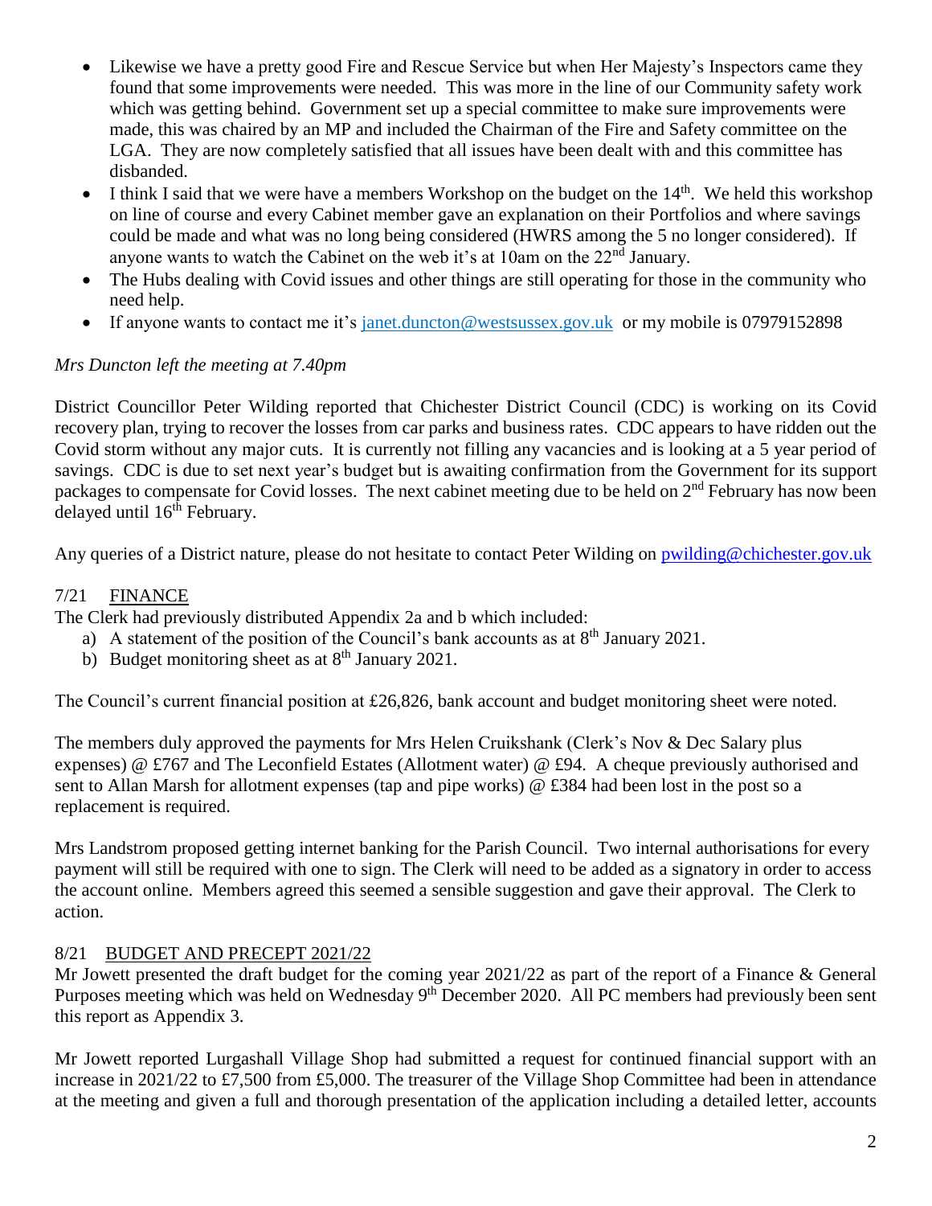- Likewise we have a pretty good Fire and Rescue Service but when Her Majesty's Inspectors came they found that some improvements were needed. This was more in the line of our Community safety work which was getting behind. Government set up a special committee to make sure improvements were made, this was chaired by an MP and included the Chairman of the Fire and Safety committee on the LGA. They are now completely satisfied that all issues have been dealt with and this committee has disbanded.
- I think I said that we were have a members Workshop on the budget on the 14th. We held this workshop on line of course and every Cabinet member gave an explanation on their Portfolios and where savings could be made and what was no long being considered (HWRS among the 5 no longer considered). If anyone wants to watch the Cabinet on the web it's at 10am on the 22nd January.
- The Hubs dealing with Covid issues and other things are still operating for those in the community who need help.
- If anyone wants to contact me it's janet.duncton@westsussex.gov.uk or my mobile is 07979152898

*Mrs Duncton left the meeting at 7.40pm*

District Councillor Peter Wilding reported that Chichester District Council (CDC) is working on its Covid recovery plan, trying to recover the losses from car parks and business rates. CDC appears to have ridden out the Covid storm without any major cuts. It is currently not filling any vacancies and is looking at a 5 year period of savings. CDC is due to set next year's budget but is awaiting confirmation from the Government for its support packages to compensate for Covid losses. The next cabinet meeting due to be held on 2nd February has now been delayed until 16th February.

Any queries of a District nature, please do not hesitate to contact Peter Wilding on pwilding@chichester.gov.uk

## 7/21 FINANCE

The Clerk had previously distributed Appendix 2a and b which included:

a) A statement of the position of the Council's bank accounts as at 8th January 2021.
b) Budget monitoring sheet as at 8th January 2021.

The Council's current financial position at £26,826, bank account and budget monitoring sheet were noted.

The members duly approved the payments for Mrs Helen Cruikshank (Clerk's Nov & Dec Salary plus expenses) @ £767 and The Leconfield Estates (Allotment water) @ £94. A cheque previously authorised and sent to Allan Marsh for allotment expenses (tap and pipe works) @ £384 had been lost in the post so a replacement is required.

Mrs Landstrom proposed getting internet banking for the Parish Council. Two internal authorisations for every payment will still be required with one to sign. The Clerk will need to be added as a signatory in order to access the account online. Members agreed this seemed a sensible suggestion and gave their approval. The Clerk to action.

## 8/21 BUDGET AND PRECEPT 2021/22

Mr Jowett presented the draft budget for the coming year 2021/22 as part of the report of a Finance & General Purposes meeting which was held on Wednesday 9th December 2020. All PC members had previously been sent this report as Appendix 3.

Mr Jowett reported Lurgashall Village Shop had submitted a request for continued financial support with an increase in 2021/22 to £7,500 from £5,000. The treasurer of the Village Shop Committee had been in attendance at the meeting and given a full and thorough presentation of the application including a detailed letter, accounts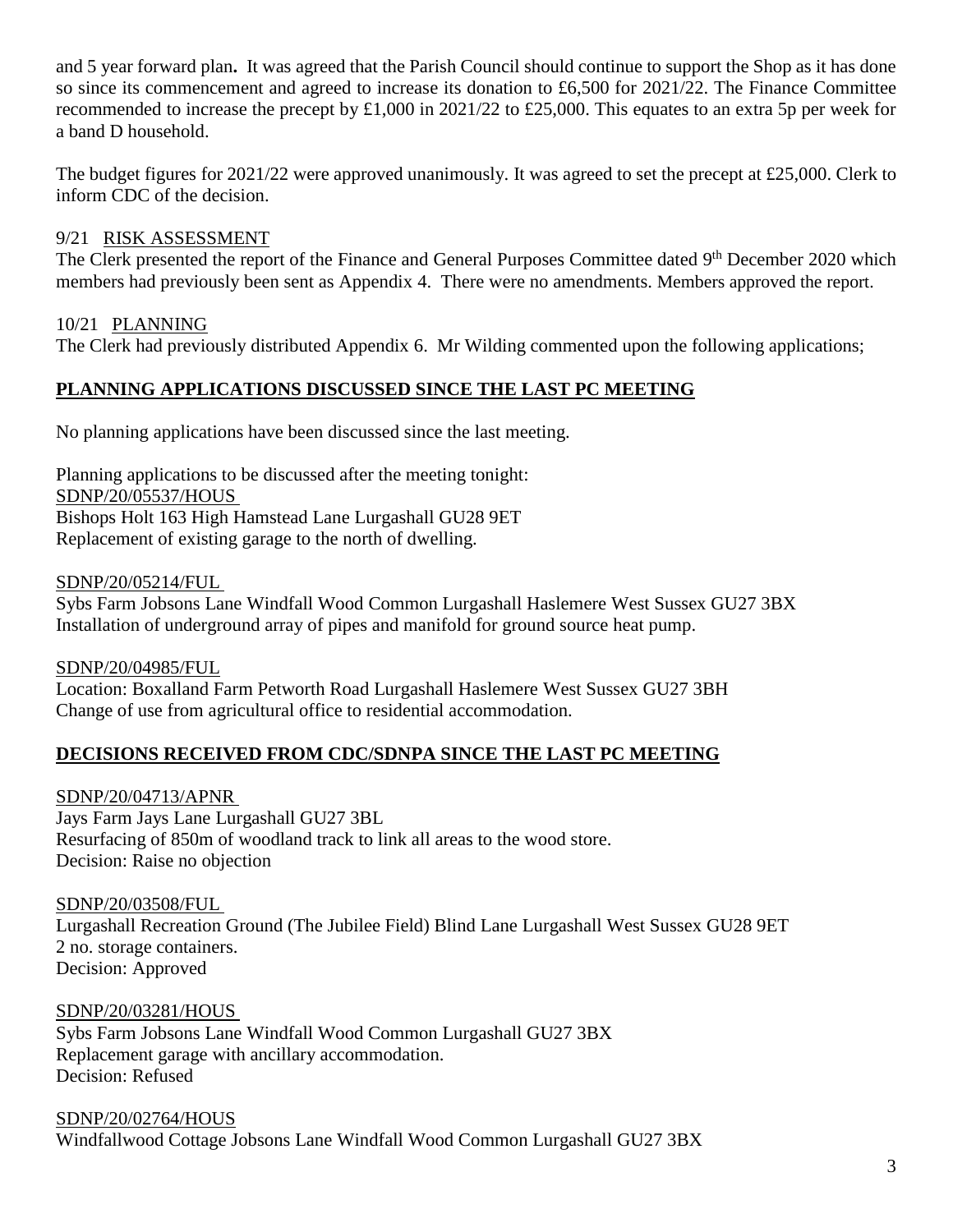and 5 year forward plan**.** It was agreed that the Parish Council should continue to support the Shop as it has done so since its commencement and agreed to increase its donation to £6,500 for 2021/22. The Finance Committee recommended to increase the precept by £1,000 in 2021/22 to £25,000. This equates to an extra 5p per week for a band D household.

The budget figures for 2021/22 were approved unanimously. It was agreed to set the precept at £25,000. Clerk to inform CDC of the decision.

9/21 RISK ASSESSMENT

The Clerk presented the report of the Finance and General Purposes Committee dated 9th December 2020 which members had previously been sent as Appendix 4. There were no amendments. Members approved the report.

10/21 PLANNING

The Clerk had previously distributed Appendix 6. Mr Wilding commented upon the following applications;

## PLANNING APPLICATIONS DISCUSSED SINCE THE LAST PC MEETING

No planning applications have been discussed since the last meeting.

Planning applications to be discussed after the meeting tonight:
SDNP/20/05537/HOUS
Bishops Holt 163 High Hamstead Lane Lurgashall GU28 9ET
Replacement of existing garage to the north of dwelling.

SDNP/20/05214/FUL
Sybs Farm Jobsons Lane Windfall Wood Common Lurgashall Haslemere West Sussex GU27 3BX
Installation of underground array of pipes and manifold for ground source heat pump.

SDNP/20/04985/FUL
Location: Boxalland Farm Petworth Road Lurgashall Haslemere West Sussex GU27 3BH
Change of use from agricultural office to residential accommodation.

## DECISIONS RECEIVED FROM CDC/SDNPA SINCE THE LAST PC MEETING

SDNP/20/04713/APNR
Jays Farm Jays Lane Lurgashall GU27 3BL
Resurfacing of 850m of woodland track to link all areas to the wood store.
Decision: Raise no objection

SDNP/20/03508/FUL
Lurgashall Recreation Ground (The Jubilee Field) Blind Lane Lurgashall West Sussex GU28 9ET
2 no. storage containers.
Decision: Approved

SDNP/20/03281/HOUS
Sybs Farm Jobsons Lane Windfall Wood Common Lurgashall GU27 3BX
Replacement garage with ancillary accommodation.
Decision: Refused

SDNP/20/02764/HOUS
Windfallwood Cottage Jobsons Lane Windfall Wood Common Lurgashall GU27 3BX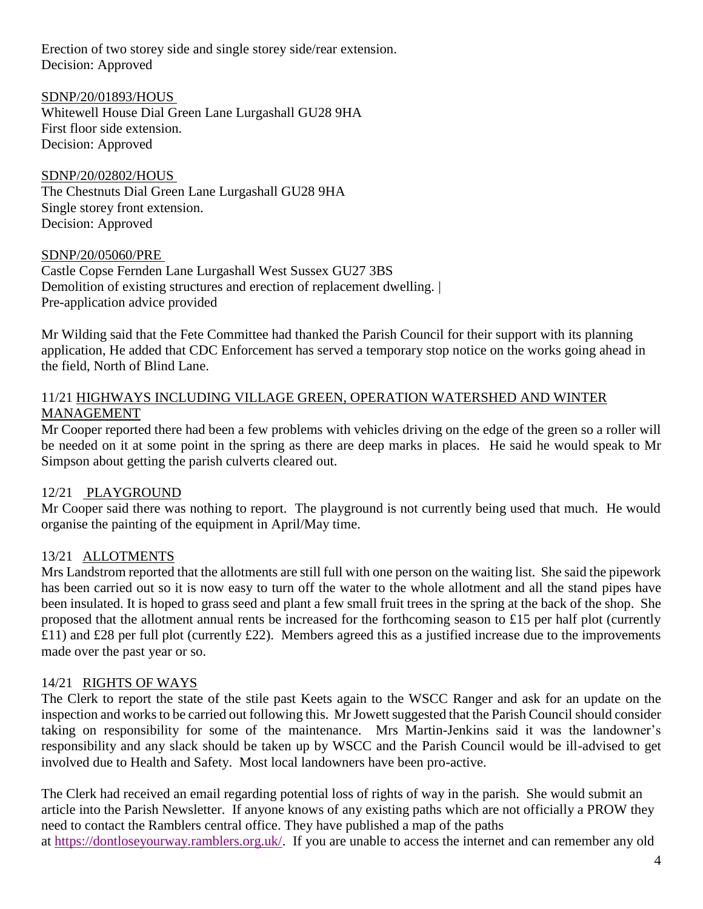Erection of two storey side and single storey side/rear extension.
Decision: Approved

SDNP/20/01893/HOUS
Whitewell House Dial Green Lane Lurgashall GU28 9HA
First floor side extension.
Decision: Approved

SDNP/20/02802/HOUS
The Chestnuts Dial Green Lane Lurgashall GU28 9HA
Single storey front extension.
Decision: Approved

SDNP/20/05060/PRE
Castle Copse Fernden Lane Lurgashall West Sussex GU27 3BS
Demolition of existing structures and erection of replacement dwelling. |
Pre-application advice provided

Mr Wilding said that the Fete Committee had thanked the Parish Council for their support with its planning application, He added that CDC Enforcement has served a temporary stop notice on the works going ahead in the field, North of Blind Lane.

## 11/21 HIGHWAYS INCLUDING VILLAGE GREEN, OPERATION WATERSHED AND WINTER MANAGEMENT

Mr Cooper reported there had been a few problems with vehicles driving on the edge of the green so a roller will be needed on it at some point in the spring as there are deep marks in places. He said he would speak to Mr Simpson about getting the parish culverts cleared out.

## 12/21 PLAYGROUND

Mr Cooper said there was nothing to report. The playground is not currently being used that much. He would organise the painting of the equipment in April/May time.

## 13/21 ALLOTMENTS

Mrs Landstrom reported that the allotments are still full with one person on the waiting list. She said the pipework has been carried out so it is now easy to turn off the water to the whole allotment and all the stand pipes have been insulated. It is hoped to grass seed and plant a few small fruit trees in the spring at the back of the shop. She proposed that the allotment annual rents be increased for the forthcoming season to £15 per half plot (currently £11) and £28 per full plot (currently £22). Members agreed this as a justified increase due to the improvements made over the past year or so.

## 14/21 RIGHTS OF WAYS

The Clerk to report the state of the stile past Keets again to the WSCC Ranger and ask for an update on the inspection and works to be carried out following this. Mr Jowett suggested that the Parish Council should consider taking on responsibility for some of the maintenance. Mrs Martin-Jenkins said it was the landowner's responsibility and any slack should be taken up by WSCC and the Parish Council would be ill-advised to get involved due to Health and Safety. Most local landowners have been pro-active.

The Clerk had received an email regarding potential loss of rights of way in the parish. She would submit an article into the Parish Newsletter. If anyone knows of any existing paths which are not officially a PROW they need to contact the Ramblers central office. They have published a map of the paths at https://dontloseyourway.ramblers.org.uk/. If you are unable to access the internet and can remember any old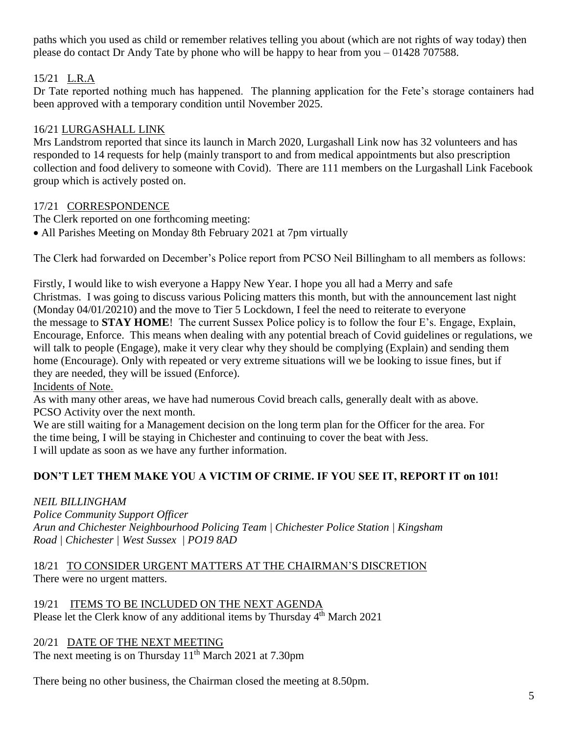paths which you used as child or remember relatives telling you about (which are not rights of way today) then please do contact Dr Andy Tate by phone who will be happy to hear from you – 01428 707588.

15/21 L.R.A

Dr Tate reported nothing much has happened. The planning application for the Fete's storage containers had been approved with a temporary condition until November 2025.

16/21 LURGASHALL LINK

Mrs Landstrom reported that since its launch in March 2020, Lurgashall Link now has 32 volunteers and has responded to 14 requests for help (mainly transport to and from medical appointments but also prescription collection and food delivery to someone with Covid). There are 111 members on the Lurgashall Link Facebook group which is actively posted on.

17/21 CORRESPONDENCE

The Clerk reported on one forthcoming meeting:

- All Parishes Meeting on Monday 8th February 2021 at 7pm virtually

The Clerk had forwarded on December's Police report from PCSO Neil Billingham to all members as follows:

Firstly, I would like to wish everyone a Happy New Year. I hope you all had a Merry and safe Christmas. I was going to discuss various Policing matters this month, but with the announcement last night (Monday 04/01/20210) and the move to Tier 5 Lockdown, I feel the need to reiterate to everyone the message to **STAY HOME**! The current Sussex Police policy is to follow the four E's. Engage, Explain, Encourage, Enforce. This means when dealing with any potential breach of Covid guidelines or regulations, we will talk to people (Engage), make it very clear why they should be complying (Explain) and sending them home (Encourage). Only with repeated or very extreme situations will we be looking to issue fines, but if they are needed, they will be issued (Enforce).

Incidents of Note.

As with many other areas, we have had numerous Covid breach calls, generally dealt with as above.

PCSO Activity over the next month.

We are still waiting for a Management decision on the long term plan for the Officer for the area. For the time being, I will be staying in Chichester and continuing to cover the beat with Jess.

I will update as soon as we have any further information.

**DON'T LET THEM MAKE YOU A VICTIM OF CRIME. IF YOU SEE IT, REPORT IT on 101!**

*NEIL BILLINGHAM*
*Police Community Support Officer*
*Arun and Chichester Neighbourhood Policing Team | Chichester Police Station | Kingsham Road | Chichester | West Sussex | PO19 8AD*

18/21 TO CONSIDER URGENT MATTERS AT THE CHAIRMAN'S DISCRETION

There were no urgent matters.

19/21 ITEMS TO BE INCLUDED ON THE NEXT AGENDA

Please let the Clerk know of any additional items by Thursday 4th March 2021

20/21 DATE OF THE NEXT MEETING

The next meeting is on Thursday 11th March 2021 at 7.30pm

There being no other business, the Chairman closed the meeting at 8.50pm.